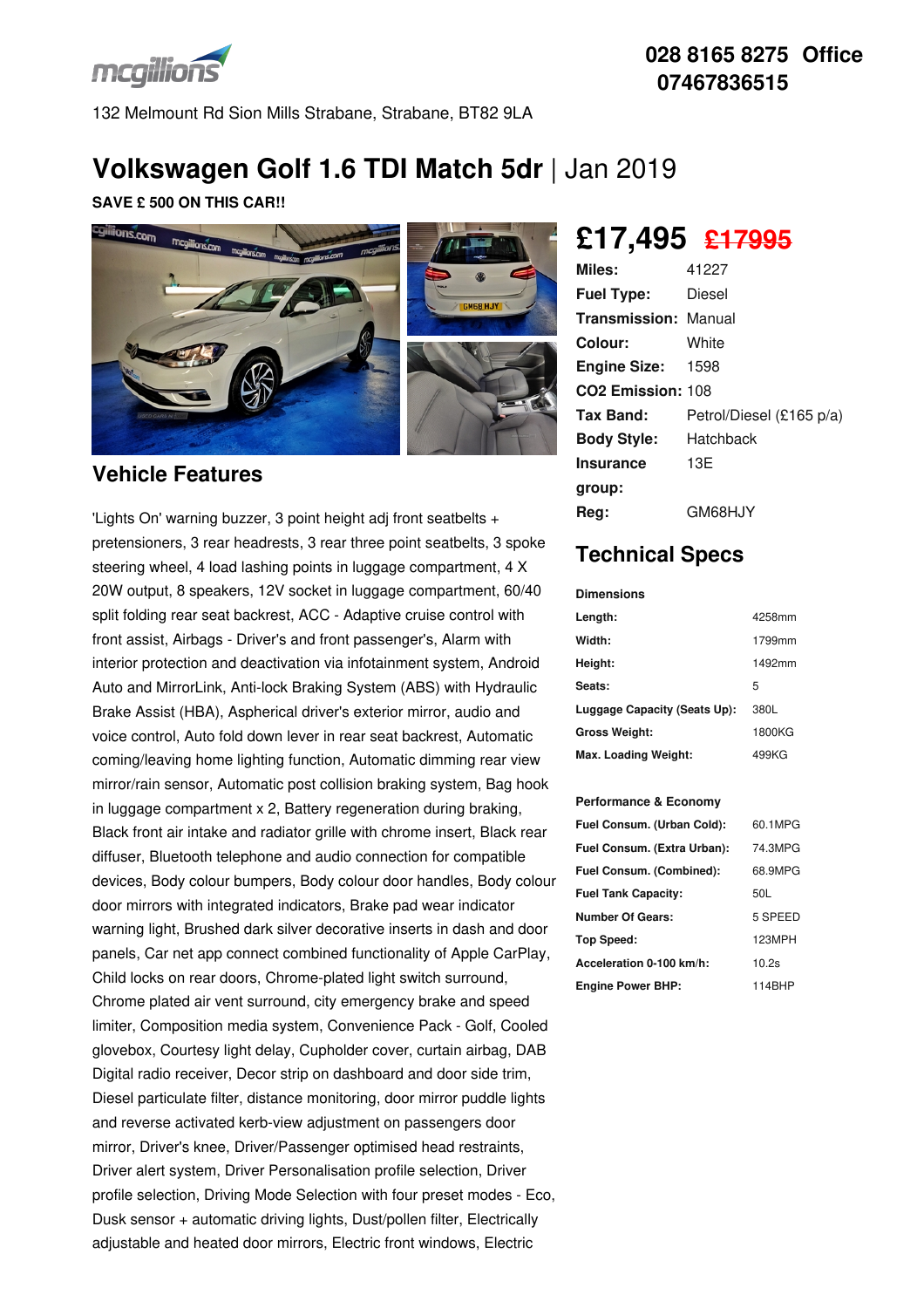mcgillions

**028 8165 8275 Office**
**07467836515**

132 Melmount Rd Sion Mills Strabane, Strabane, BT82 9LA

# Volkswagen Golf 1.6 TDI Match 5dr | Jan 2019

**SAVE £ 500 ON THIS CAR!!**

## £17,495 ~~£17995~~

| | |
|---|---|
| **Miles:** | 41227 |
| **Fuel Type:** | Diesel |
| **Transmission:** | Manual |
| **Colour:** | White |
| **Engine Size:** | 1598 |
| **CO2 Emission:** | 108 |
| **Tax Band:** | Petrol/Diesel (£165 p/a) |
| **Body Style:** | Hatchback |
| **Insurance group:** | 13E |
| **Reg:** | GM68HJY |

## Technical Specs

**Dimensions**

| | |
|---|---|
| **Length:** | 4258mm |
| **Width:** | 1799mm |
| **Height:** | 1492mm |
| **Seats:** | 5 |
| **Luggage Capacity (Seats Up):** | 380L |
| **Gross Weight:** | 1800KG |
| **Max. Loading Weight:** | 499KG |

**Performance & Economy**

| | |
|---|---|
| **Fuel Consum. (Urban Cold):** | 60.1MPG |
| **Fuel Consum. (Extra Urban):** | 74.3MPG |
| **Fuel Consum. (Combined):** | 68.9MPG |
| **Fuel Tank Capacity:** | 50L |
| **Number Of Gears:** | 5 SPEED |
| **Top Speed:** | 123MPH |
| **Acceleration 0-100 km/h:** | 10.2s |
| **Engine Power BHP:** | 114BHP |

## Vehicle Features

'Lights On' warning buzzer, 3 point height adj front seatbelts + pretensioners, 3 rear headrests, 3 rear three point seatbelts, 3 spoke steering wheel, 4 load lashing points in luggage compartment, 4 X 20W output, 8 speakers, 12V socket in luggage compartment, 60/40 split folding rear seat backrest, ACC - Adaptive cruise control with front assist, Airbags - Driver's and front passenger's, Alarm with interior protection and deactivation via infotainment system, Android Auto and MirrorLink, Anti-lock Braking System (ABS) with Hydraulic Brake Assist (HBA), Aspherical driver's exterior mirror, audio and voice control, Auto fold down lever in rear seat backrest, Automatic coming/leaving home lighting function, Automatic dimming rear view mirror/rain sensor, Automatic post collision braking system, Bag hook in luggage compartment x 2, Battery regeneration during braking, Black front air intake and radiator grille with chrome insert, Black rear diffuser, Bluetooth telephone and audio connection for compatible devices, Body colour bumpers, Body colour door handles, Body colour door mirrors with integrated indicators, Brake pad wear indicator warning light, Brushed dark silver decorative inserts in dash and door panels, Car net app connect combined functionality of Apple CarPlay, Child locks on rear doors, Chrome-plated light switch surround, Chrome plated air vent surround, city emergency brake and speed limiter, Composition media system, Convenience Pack - Golf, Cooled glovebox, Courtesy light delay, Cupholder cover, curtain airbag, DAB Digital radio receiver, Decor strip on dashboard and door side trim, Diesel particulate filter, distance monitoring, door mirror puddle lights and reverse activated kerb-view adjustment on passengers door mirror, Driver's knee, Driver/Passenger optimised head restraints, Driver alert system, Driver Personalisation profile selection, Driver profile selection, Driving Mode Selection with four preset modes - Eco, Dusk sensor + automatic driving lights, Dust/pollen filter, Electrically adjustable and heated door mirrors, Electric front windows, Electric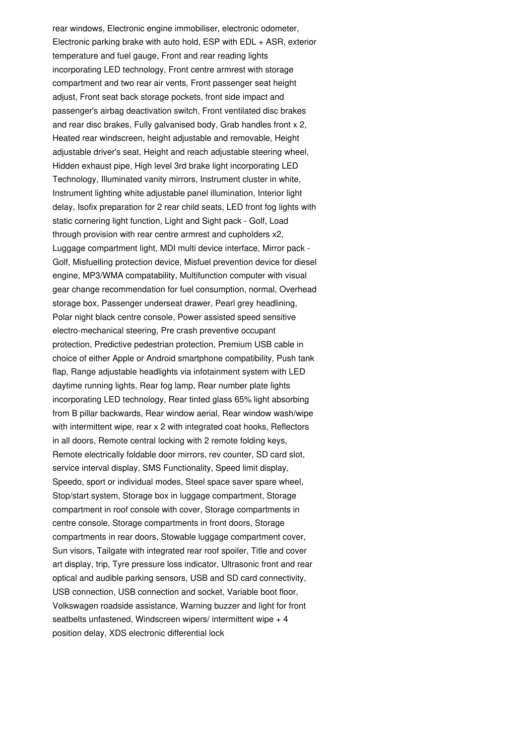rear windows, Electronic engine immobiliser, electronic odometer, Electronic parking brake with auto hold, ESP with EDL + ASR, exterior temperature and fuel gauge, Front and rear reading lights incorporating LED technology, Front centre armrest with storage compartment and two rear air vents, Front passenger seat height adjust, Front seat back storage pockets, front side impact and passenger's airbag deactivation switch, Front ventilated disc brakes and rear disc brakes, Fully galvanised body, Grab handles front x 2, Heated rear windscreen, height adjustable and removable, Height adjustable driver's seat, Height and reach adjustable steering wheel, Hidden exhaust pipe, High level 3rd brake light incorporating LED Technology, Illuminated vanity mirrors, Instrument cluster in white, Instrument lighting white adjustable panel illumination, Interior light delay, Isofix preparation for 2 rear child seats, LED front fog lights with static cornering light function, Light and Sight pack - Golf, Load through provision with rear centre armrest and cupholders x2, Luggage compartment light, MDI multi device interface, Mirror pack - Golf, Misfuelling protection device, Misfuel prevention device for diesel engine, MP3/WMA compatability, Multifunction computer with visual gear change recommendation for fuel consumption, normal, Overhead storage box, Passenger underseat drawer, Pearl grey headlining, Polar night black centre console, Power assisted speed sensitive electro-mechanical steering, Pre crash preventive occupant protection, Predictive pedestrian protection, Premium USB cable in choice of either Apple or Android smartphone compatibility, Push tank flap, Range adjustable headlights via infotainment system with LED daytime running lights, Rear fog lamp, Rear number plate lights incorporating LED technology, Rear tinted glass 65% light absorbing from B pillar backwards, Rear window aerial, Rear window wash/wipe with intermittent wipe, rear x 2 with integrated coat hooks, Reflectors in all doors, Remote central locking with 2 remote folding keys, Remote electrically foldable door mirrors, rev counter, SD card slot, service interval display, SMS Functionality, Speed limit display, Speedo, sport or individual modes, Steel space saver spare wheel, Stop/start system, Storage box in luggage compartment, Storage compartment in roof console with cover, Storage compartments in centre console, Storage compartments in front doors, Storage compartments in rear doors, Stowable luggage compartment cover, Sun visors, Tailgate with integrated rear roof spoiler, Title and cover art display, trip, Tyre pressure loss indicator, Ultrasonic front and rear optical and audible parking sensors, USB and SD card connectivity, USB connection, USB connection and socket, Variable boot floor, Volkswagen roadside assistance, Warning buzzer and light for front seatbelts unfastened, Windscreen wipers/ intermittent wipe + 4 position delay, XDS electronic differential lock